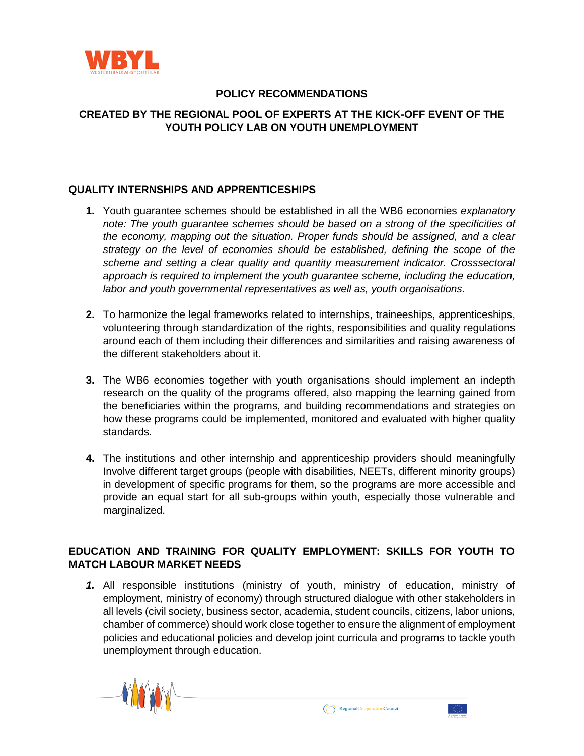## POLICY RECOMMENDATIONS

## CREATED BY THE REGIONAL POOL OF EXPERTS AT THE KICK-OFF EVENT OF THE YOUTH POLICY LAB ON YOUTH UNEMPLOYMENT

### QUALITY INTERNSHIPS AND APPRENTICESHIPS

1. Youth guarantee schemes should be established in all the WB6 economies *explanatory note: The youth guarantee schemes should be based on a strong of the specificities of the economy, mapping out the situation. Proper funds should be assigned, and a clear strategy on the level of economies should be established, defining the scope of the scheme and setting a clear quality and quantity measurement indicator. Crosssectoral approach is required to implement the youth guarantee scheme, including the education, labor and youth governmental representatives as well as, youth organisations.*

2. To harmonize the legal frameworks related to internships, traineeships, apprenticeships, volunteering through standardization of the rights, responsibilities and quality regulations around each of them including their differences and similarities and raising awareness of the different stakeholders about it.

3. The WB6 economies together with youth organisations should implement an indepth research on the quality of the programs offered, also mapping the learning gained from the beneficiaries within the programs, and building recommendations and strategies on how these programs could be implemented, monitored and evaluated with higher quality standards.

4. The institutions and other internship and apprenticeship providers should meaningfully Involve different target groups (people with disabilities, NEETs, different minority groups) in development of specific programs for them, so the programs are more accessible and provide an equal start for all sub-groups within youth, especially those vulnerable and marginalized.

### EDUCATION AND TRAINING FOR QUALITY EMPLOYMENT: SKILLS FOR YOUTH TO MATCH LABOUR MARKET NEEDS

1. All responsible institutions (ministry of youth, ministry of education, ministry of employment, ministry of economy) through structured dialogue with other stakeholders in all levels (civil society, business sector, academia, student councils, citizens, labor unions, chamber of commerce) should work close together to ensure the alignment of employment policies and educational policies and develop joint curricula and programs to tackle youth unemployment through education.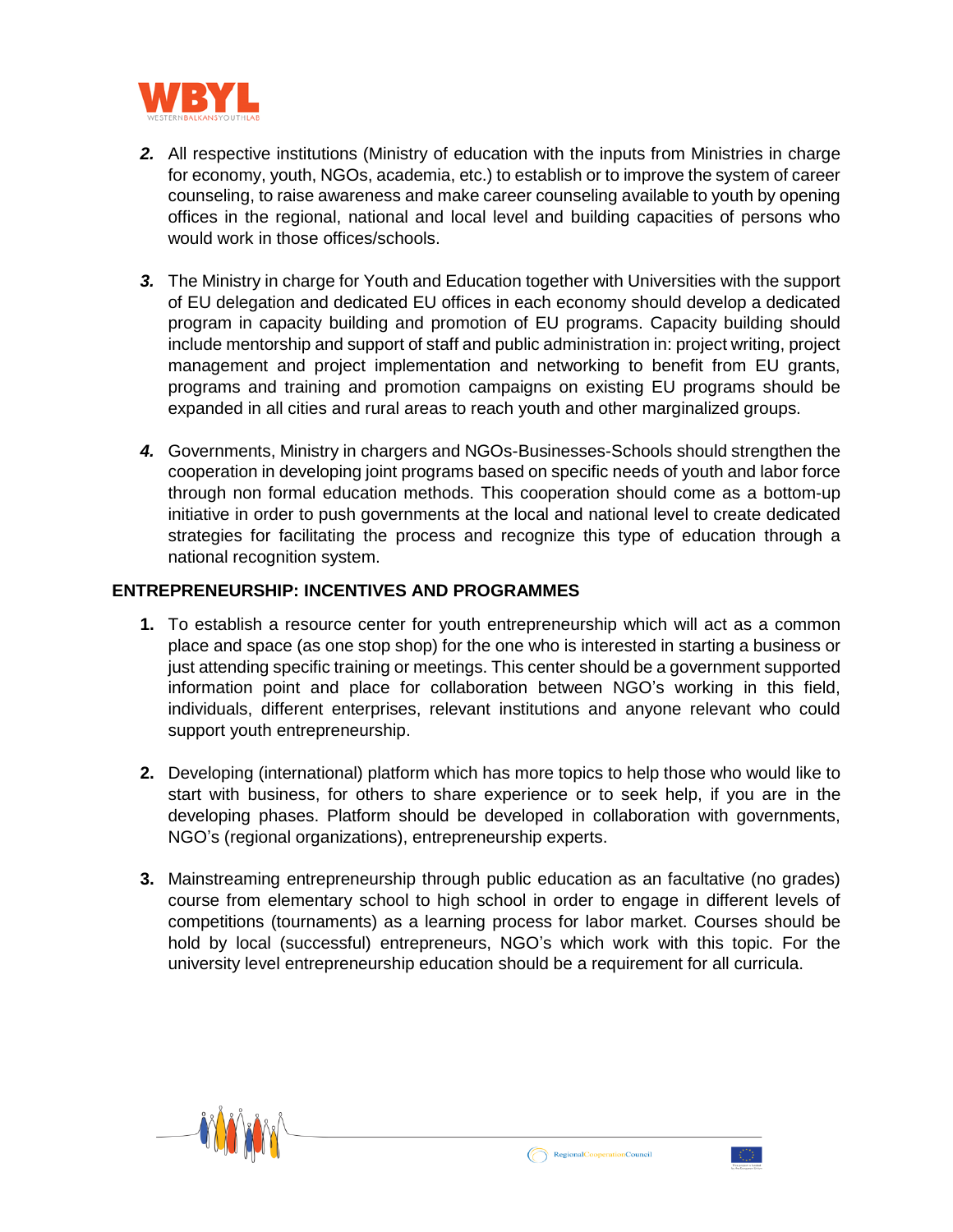2. All respective institutions (Ministry of education with the inputs from Ministries in charge for economy, youth, NGOs, academia, etc.) to establish or to improve the system of career counseling, to raise awareness and make career counseling available to youth by opening offices in the regional, national and local level and building capacities of persons who would work in those offices/schools.

3. The Ministry in charge for Youth and Education together with Universities with the support of EU delegation and dedicated EU offices in each economy should develop a dedicated program in capacity building and promotion of EU programs. Capacity building should include mentorship and support of staff and public administration in: project writing, project management and project implementation and networking to benefit from EU grants, programs and training and promotion campaigns on existing EU programs should be expanded in all cities and rural areas to reach youth and other marginalized groups.

4. Governments, Ministry in chargers and NGOs-Businesses-Schools should strengthen the cooperation in developing joint programs based on specific needs of youth and labor force through non formal education methods. This cooperation should come as a bottom-up initiative in order to push governments at the local and national level to create dedicated strategies for facilitating the process and recognize this type of education through a national recognition system.

### ENTREPRENEURSHIP: INCENTIVES AND PROGRAMMES

1. To establish a resource center for youth entrepreneurship which will act as a common place and space (as one stop shop) for the one who is interested in starting a business or just attending specific training or meetings. This center should be a government supported information point and place for collaboration between NGO's working in this field, individuals, different enterprises, relevant institutions and anyone relevant who could support youth entrepreneurship.

2. Developing (international) platform which has more topics to help those who would like to start with business, for others to share experience or to seek help, if you are in the developing phases. Platform should be developed in collaboration with governments, NGO's (regional organizations), entrepreneurship experts.

3. Mainstreaming entrepreneurship through public education as an facultative (no grades) course from elementary school to high school in order to engage in different levels of competitions (tournaments) as a learning process for labor market. Courses should be hold by local (successful) entrepreneurs, NGO's which work with this topic. For the university level entrepreneurship education should be a requirement for all curricula.